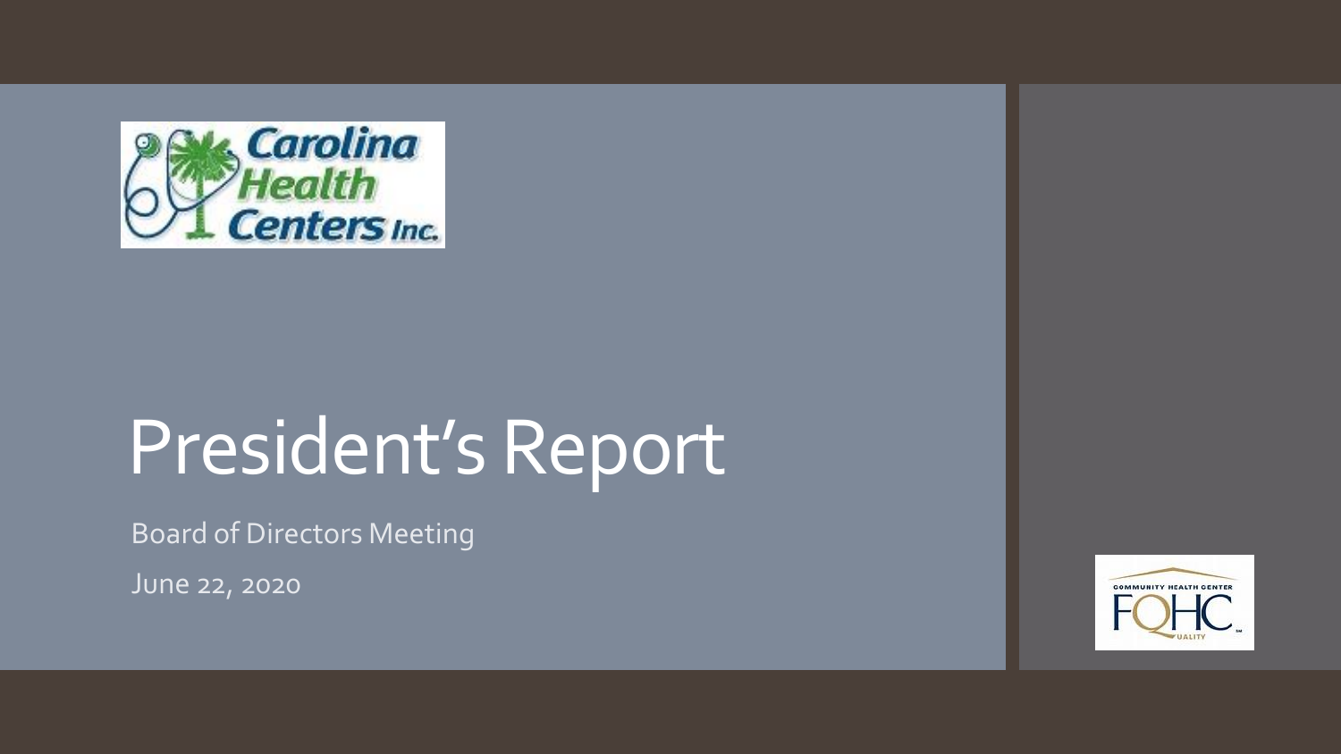Carolina Health Centers Inc.

# President's Report

Board of Directors Meeting

June 22, 2020

COMMUNITY HEALTH CENTER FQHC QUALITY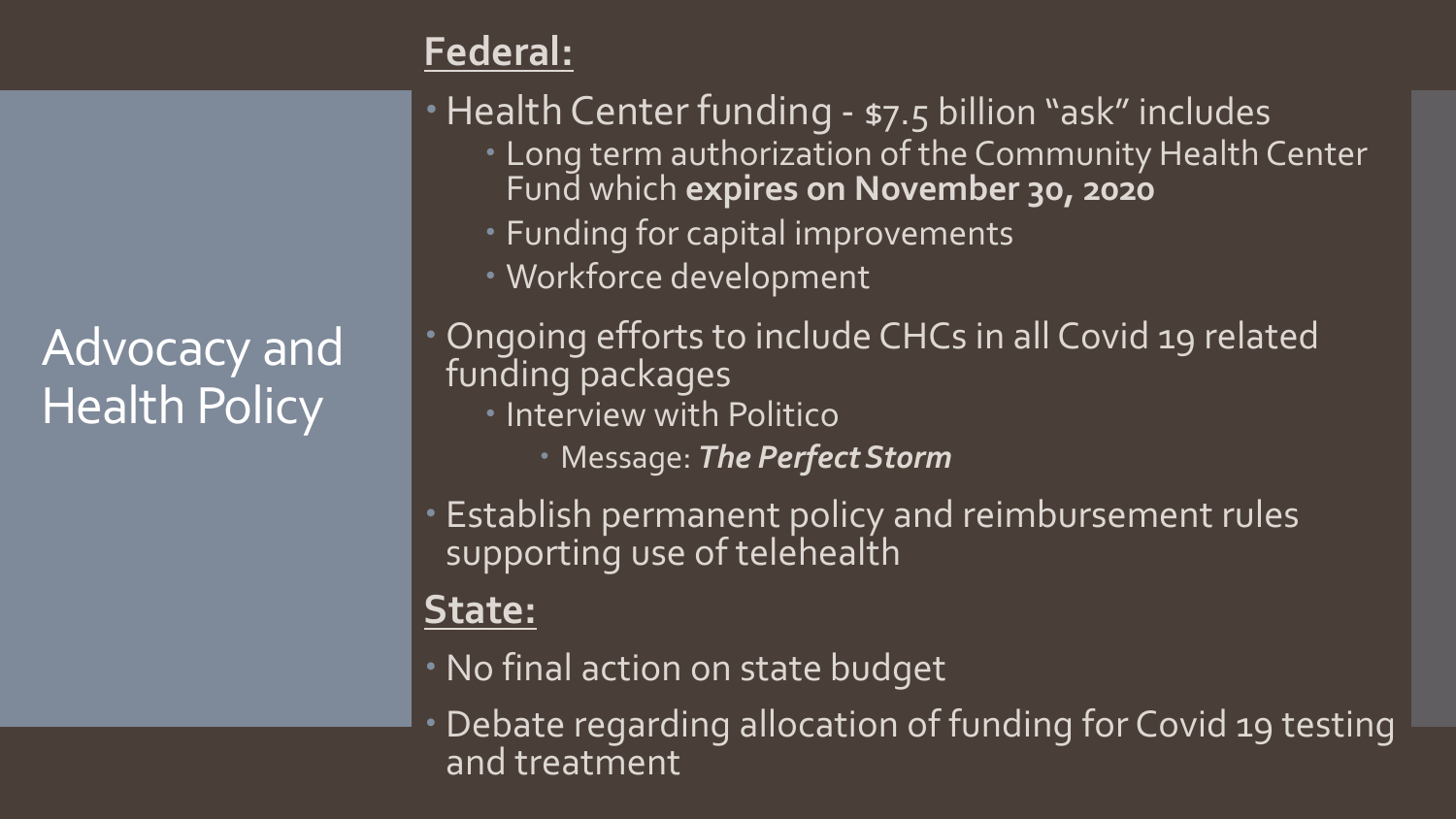# Advocacy and Health Policy

## Federal:

- Health Center funding - $7.5 billion "ask" includes
  - Long term authorization of the Community Health Center Fund which **expires on November 30, 2020**
  - Funding for capital improvements
  - Workforce development
- Ongoing efforts to include CHCs in all Covid 19 related funding packages
  - Interview with Politico
    - Message: ***The Perfect Storm***
- Establish permanent policy and reimbursement rules supporting use of telehealth

## State:

- No final action on state budget
- Debate regarding allocation of funding for Covid 19 testing and treatment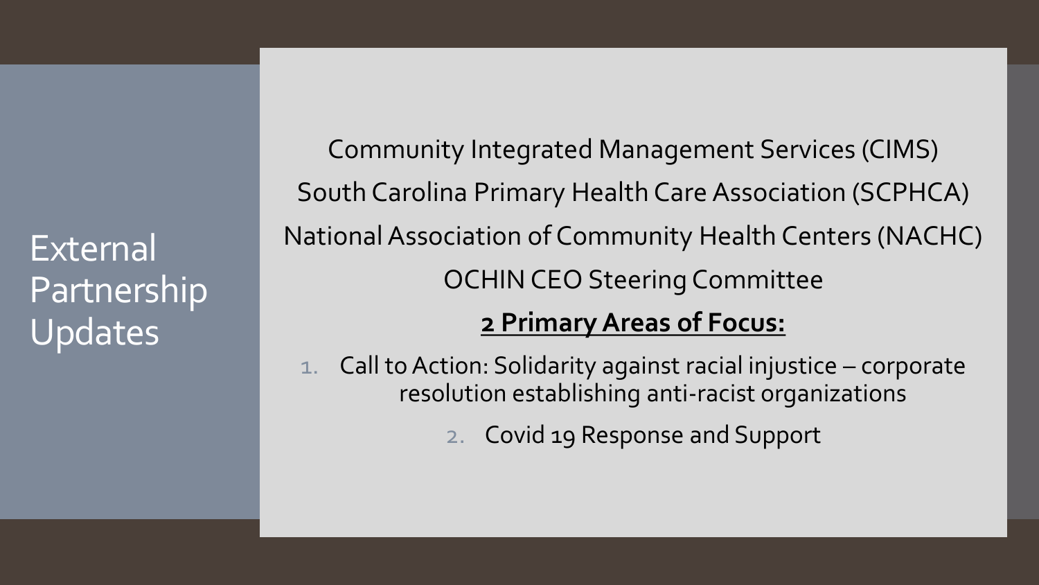# External Partnership Updates

Community Integrated Management Services (CIMS)

South Carolina Primary Health Care Association (SCPHCA)

National Association of Community Health Centers (NACHC)

OCHIN CEO Steering Committee

**2 Primary Areas of Focus:**

1. Call to Action: Solidarity against racial injustice – corporate resolution establishing anti-racist organizations
2. Covid 19 Response and Support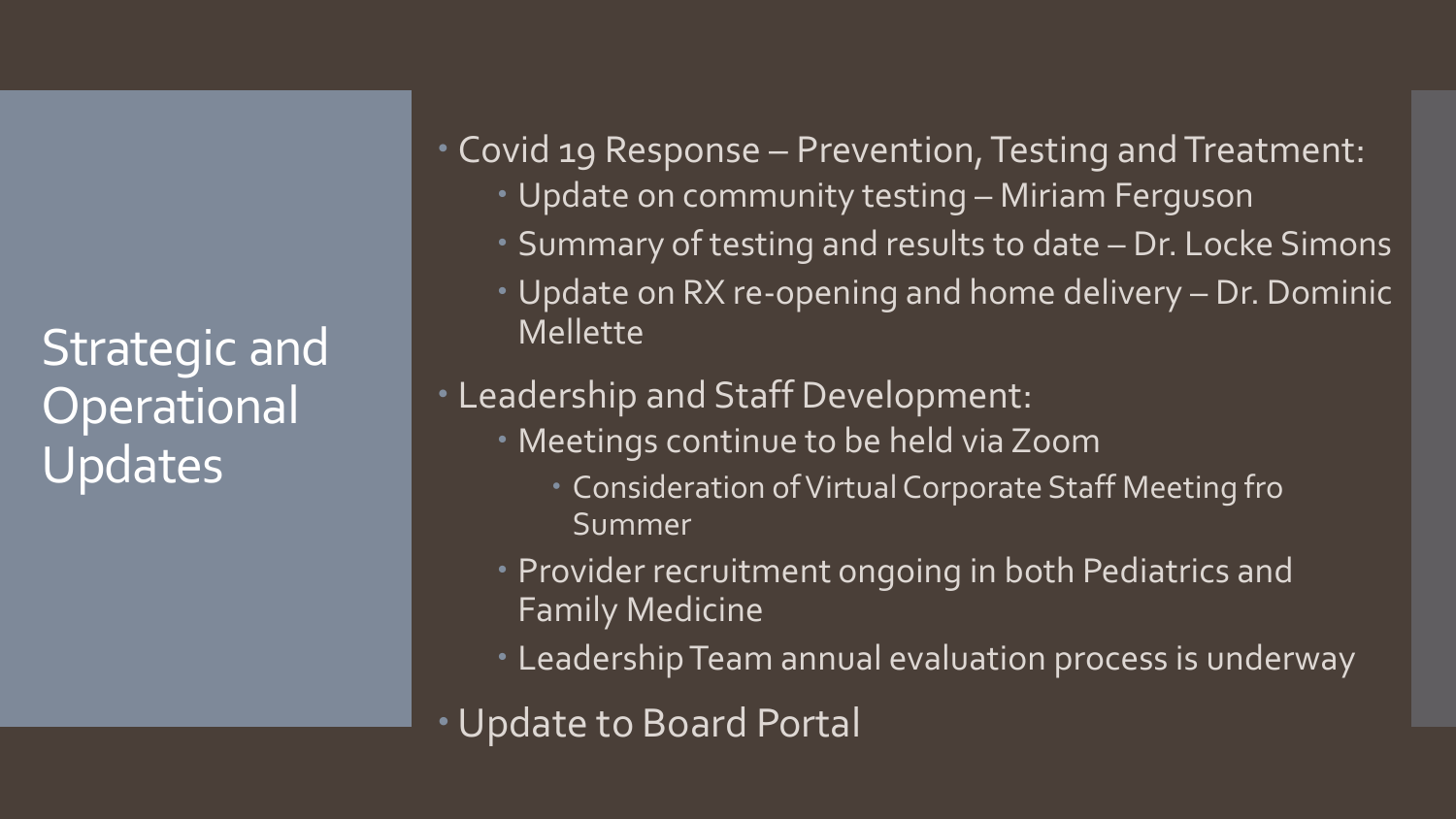# Strategic and Operational Updates

- Covid 19 Response – Prevention, Testing and Treatment:
  - Update on community testing – Miriam Ferguson
  - Summary of testing and results to date – Dr. Locke Simons
  - Update on RX re-opening and home delivery – Dr. Dominic Mellette
- Leadership and Staff Development:
  - Meetings continue to be held via Zoom
    - Consideration of Virtual Corporate Staff Meeting fro Summer
  - Provider recruitment ongoing in both Pediatrics and Family Medicine
  - Leadership Team annual evaluation process is underway
- Update to Board Portal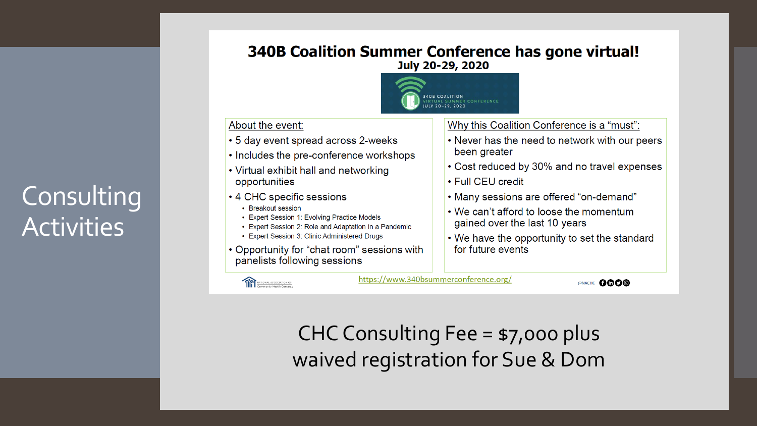# Consulting Activities

## 340B Coalition Summer Conference has gone virtual!

**July 20-29, 2020**

340B COALITION VIRTUAL SUMMER CONFERENCE JULY 20-29, 2020

About the event:

- 5 day event spread across 2-weeks
- Includes the pre-conference workshops
- Virtual exhibit hall and networking opportunities
- 4 CHC specific sessions
  - Breakout session
  - Expert Session 1: Evolving Practice Models
  - Expert Session 2: Role and Adaptation in a Pandemic
  - Expert Session 3: Clinic Administered Drugs
- Opportunity for "chat room" sessions with panelists following sessions

Why this Coalition Conference is a "must":

- Never has the need to network with our peers been greater
- Cost reduced by 30% and no travel expenses
- Full CEU credit
- Many sessions are offered "on-demand"
- We can't afford to loose the momentum gained over the last 10 years
- We have the opportunity to set the standard for future events

NATIONAL ASSOCIATION OF Community Health Centers

https://www.340bsummerconference.org/

@NACHC

CHC Consulting Fee = $7,000 plus waived registration for Sue & Dom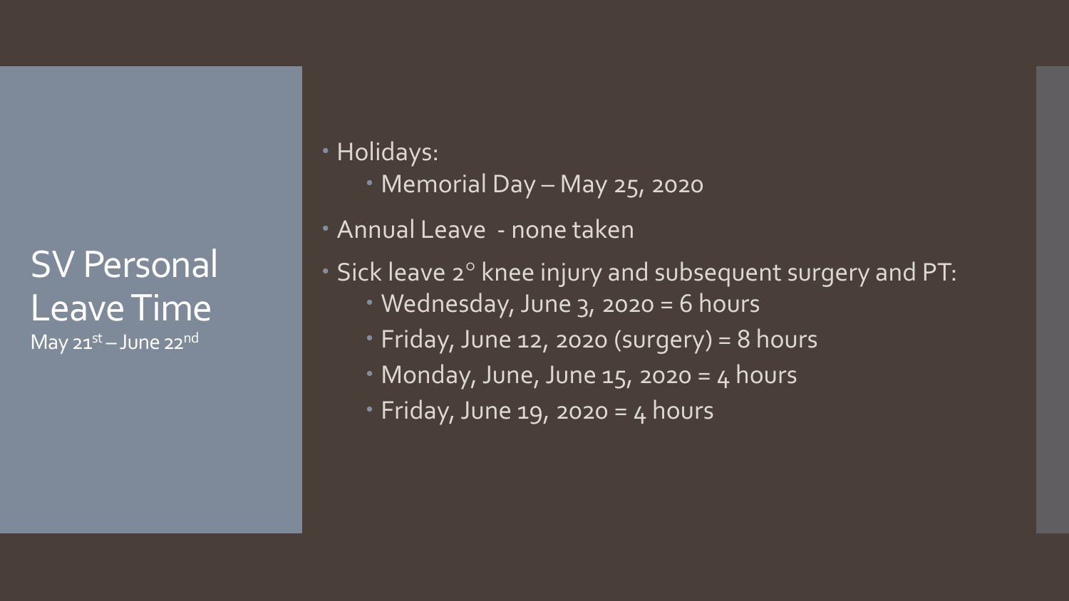# SV Personal Leave Time

May 21st – June 22nd

- Holidays:
  - Memorial Day – May 25, 2020
- Annual Leave - none taken
- Sick leave 2° knee injury and subsequent surgery and PT:
  - Wednesday, June 3, 2020 = 6 hours
  - Friday, June 12, 2020 (surgery) = 8 hours
  - Monday, June, June 15, 2020 = 4 hours
  - Friday, June 19, 2020 = 4 hours